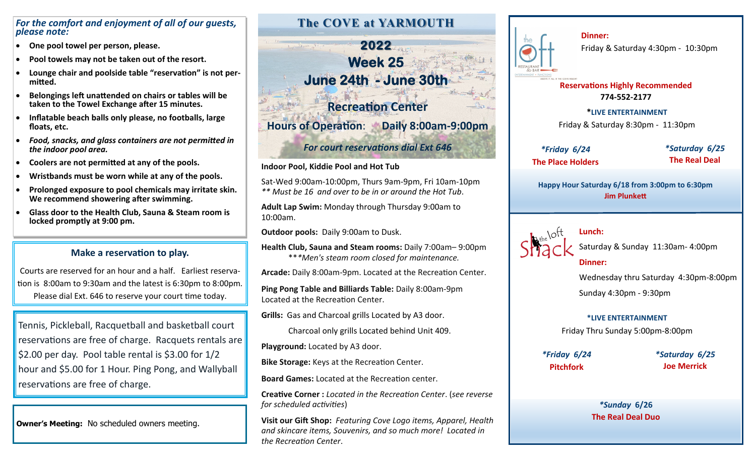*For the comfort and enjoyment of all of our guests, please note:*

- **One pool towel per person, please.**
- **Pool towels may not be taken out of the resort.**
- **Lounge chair and poolside table "reservation" is not permitted.**
- **Belongings left unattended on chairs or tables will be taken to the Towel Exchange after 15 minutes.**
- **Inflatable beach balls only please, no footballs, large floats, etc.**
- ***Food, snacks, and glass containers are not permitted in the indoor pool area.***
- **Coolers are not permitted at any of the pools.**
- **Wristbands must be worn while at any of the pools.**
- **Prolonged exposure to pool chemicals may irritate skin. We recommend showering after swimming.**
- **Glass door to the Health Club, Sauna & Steam room is locked promptly at 9:00 pm.**

### Make a reservation to play.

Courts are reserved for an hour and a half. Earliest reservation is 8:00am to 9:30am and the latest is 6:30pm to 8:00pm. Please dial Ext. 646 to reserve your court time today.

Tennis, Pickleball, Racquetball and basketball court reservations are free of charge. Racquets rentals are $2.00 per day. Pool table rental is $3.00 for 1/2 hour and $5.00 for 1 Hour. Ping Pong, and Wallyball reservations are free of charge.

**Owner's Meeting:** No scheduled owners meeting.

# The COVE at YARMOUTH

## 2022
## Week 25
## June 24th - June 30th

### Recreation Center

**Hours of Operation: Daily 8:00am-9:00pm**

***For court reservations dial Ext 646***

**Indoor Pool, Kiddie Pool and Hot Tub**

Sat-Wed 9:00am-10:00pm, Thurs 9am-9pm, Fri 10am-10pm
*** Must be 16 and over to be in or around the Hot Tub.*

**Adult Lap Swim:** Monday through Thursday 9:00am to 10:00am.

**Outdoor pools:** Daily 9:00am to Dusk.

**Health Club, Sauna and Steam rooms:** Daily 7:00am– 9:00pm
*****Men's steam room closed for maintenance.*

**Arcade:** Daily 8:00am-9pm. Located at the Recreation Center.

**Ping Pong Table and Billiards Table:** Daily 8:00am-9pm Located at the Recreation Center.

**Grills:** Gas and Charcoal grills Located by A3 door.

Charcoal only grills Located behind Unit 409.

**Playground:** Located by A3 door.

**Bike Storage:** Keys at the Recreation Center.

**Board Games:** Located at the Recreation center.

**Creative Corner :** *Located in the Recreation Center*. (*see reverse for scheduled activities*)

**Visit our Gift Shop:** *Featuring Cove Logo items, Apparel, Health and skincare items, Souvenirs, and so much more! Located in the Recreation Center.*

### the loft — Restaurant & Bar

**Dinner:**
Friday & Saturday 4:30pm - 10:30pm

**Reservations Highly Recommended**
**774-552-2177**

***LIVE ENTERTAINMENT**
Friday & Saturday 8:30pm - 11:30pm

***Friday 6/24***
**The Place Holders**

***Saturday 6/25***
**The Real Deal**

**Happy Hour Saturday 6/18 from 3:00pm to 6:30pm**
**Jim Plunkett**

### the loft Shack

**Lunch:**
Saturday & Sunday 11:30am- 4:00pm

**Dinner:**
Wednesday thru Saturday 4:30pm-8:00pm
Sunday 4:30pm - 9:30pm

***LIVE ENTERTAINMENT**
Friday Thru Sunday 5:00pm-8:00pm

***Friday 6/24***
**Pitchfork**

***Saturday 6/25***
**Joe Merrick**

***Sunday 6/26***
**The Real Deal Duo**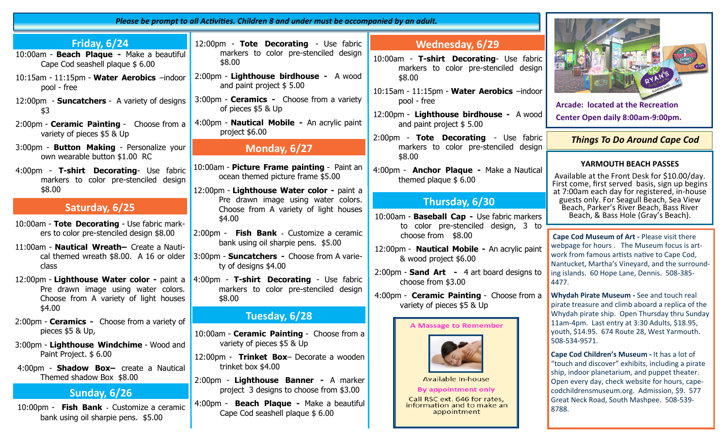*Please be prompt to all Activities. Children 8 and under must be accompanied by an adult.*

## Friday, 6/24

10:00am - **Beach Plaque -** Make a beautiful Cape Cod seashell plaque $ 6.00

10:15am - 11:15pm - **Water Aerobics** –indoor pool - free

12:00pm - **Suncatchers** - A variety of designs $3

2:00pm - **Ceramic Painting** - Choose from a variety of pieces $5 & Up

3:00pm - **Button Making** - Personalize your own wearable button $1.00 RC

4:00pm - **T-shirt Decorating**- Use fabric markers to color pre-stenciled design $8.00

## Saturday, 6/25

10:00am - **Tote Decorating** - Use fabric markers to color pre-stenciled design $8.00

11:00am - **Nautical Wreath–** Create a Nautical themed wreath $8.00. A 16 or older class

12:00pm - **Lighthouse Water color -** paint a Pre drawn image using water colors. Choose from A variety of light houses $4.00

2:00pm - **Ceramics -** Choose from a variety of pieces $5 & Up,

3:00pm - **Lighthouse Windchime** - Wood and Paint Project. $ 6.00

4:00pm - **Shadow Box–** create a Nautical Themed shadow Box $8.00

## Sunday, 6/26

10:00pm - **Fish Bank** - Customize a ceramic bank using oil sharpie pens. $5.00

12:00pm - **Tote Decorating** - Use fabric markers to color pre-stenciled design $8.00

2:00pm - **Lighthouse birdhouse -** A wood and paint project $ 5.00

3:00pm - **Ceramics -** Choose from a variety of pieces $5 & Up

4:00pm - **Nautical Mobile -** An acrylic paint project $6.00

## Monday, 6/27

10:00am - **Picture Frame painting** - Paint an ocean themed picture frame $5.00

12:00pm - **Lighthouse Water color -** paint a Pre drawn image using water colors. Choose from A variety of light houses $4.00

2:00pm - **Fish Bank** - Customize a ceramic bank using oil sharpie pens. $5.00

3:00pm - **Suncatchers -** Choose from A variety of designs $4.00

4:00pm - **T-shirt Decorating** - Use fabric markers to color pre-stenciled design $8.00

## Tuesday, 6/28

10:00am - **Ceramic Painting** - Choose from a variety of pieces $5 & Up

12:00pm - **Trinket Box**– Decorate a wooden trinket box $4.00

2:00pm - **Lighthouse Banner -** A marker project 3 designs to choose from $3.00

4:00pm - **Beach Plaque -** Make a beautiful Cape Cod seashell plaque $ 6.00

## Wednesday, 6/29

10:00am - **T-shirt Decorating**- Use fabric markers to color pre-stenciled design $8.00

10:15am - 11:15pm - **Water Aerobics** –indoor pool - free

12:00pm - **Lighthouse birdhouse -** A wood and paint project $ 5.00

2:00pm - **Tote Decorating** - Use fabric markers to color pre-stenciled design $8.00

4:00pm - **Anchor Plaque -** Make a Nautical themed plaque $ 6.00

## Thursday, 6/30

10:00am - **Baseball Cap -** Use fabric markers to color pre-stenciled design, 3 to choose from $8.00

12:00pm - **Nautical Mobile -** An acrylic paint & wood project $6.00

2:00pm - **Sand Art -** 4 art board designs to choose from $3.00

4:00pm - **Ceramic Painting** - Choose from a variety of pieces $5 & Up

**A Massage to Remember**

Available In-house

**By appointment only**

Call RSC ext. 646 for rates, information and to make an appointment

**Arcade: located at the Recreation Center Open daily 8:00am-9:00pm.**

## *Things To Do Around Cape Cod*

### YARMOUTH BEACH PASSES

Available at the Front Desk for $10.00/day. First come, first served basis, sign up begins at 7:00am each day for registered, in-house guests only. For Seagull Beach, Sea View Beach, Parker's River Beach, Bass River Beach, & Bass Hole (Gray's Beach).

**Cape Cod Museum of Art -** Please visit there webpage for hours . The Museum focus is artwork from famous artists native to Cape Cod, Nantucket, Martha's Vineyard, and the surrounding islands. 60 Hope Lane, Dennis. 508-385-4477.

**Whydah Pirate Museum -** See and touch real pirate treasure and climb aboard a replica of the Whydah pirate ship. Open Thursday thru Sunday 11am-4pm. Last entry at 3:30 Adults, $18.95, youth, $14.95. 674 Route 28, West Yarmouth. 508-534-9571.

**Cape Cod Children's Museum -** It has a lot of "touch and discover" exhibits, including a pirate ship, indoor planetarium, and puppet theater. Open every day, check website for hours, capecodchildrensmuseum.org. Admission, $9. 577 Great Neck Road, South Mashpee. 508-539-8788.